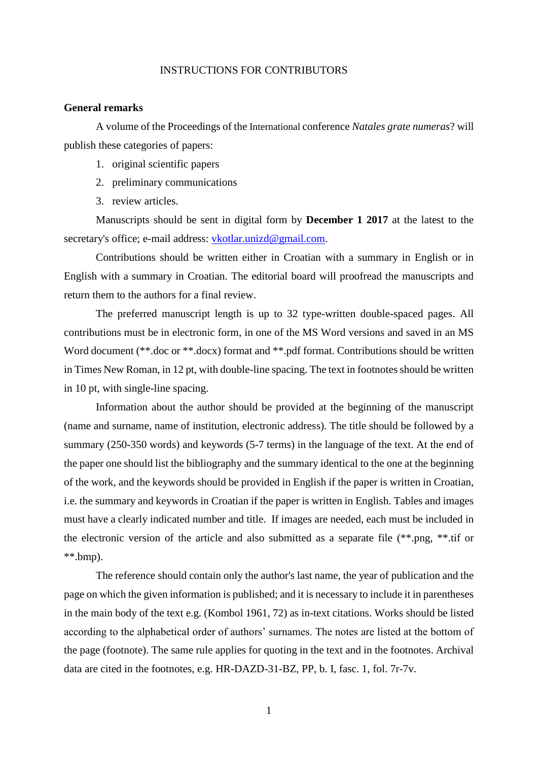# INSTRUCTIONS FOR CONTRIBUTORS

## General remarks

A volume of the Proceedings of the International conference *Natales grate numeras*? will publish these categories of papers:

1. original scientific papers
2. preliminary communications
3. review articles.

Manuscripts should be sent in digital form by **December 1 2017** at the latest to the secretary's office; e-mail address: vkotlar.unizd@gmail.com.

Contributions should be written either in Croatian with a summary in English or in English with a summary in Croatian. The editorial board will proofread the manuscripts and return them to the authors for a final review.

The preferred manuscript length is up to 32 type-written double-spaced pages. All contributions must be in electronic form, in one of the MS Word versions and saved in an MS Word document (**.doc or **.docx) format and **.pdf format. Contributions should be written in Times New Roman, in 12 pt, with double-line spacing. The text in footnotes should be written in 10 pt, with single-line spacing.

Information about the author should be provided at the beginning of the manuscript (name and surname, name of institution, electronic address). The title should be followed by a summary (250-350 words) and keywords (5-7 terms) in the language of the text. At the end of the paper one should list the bibliography and the summary identical to the one at the beginning of the work, and the keywords should be provided in English if the paper is written in Croatian, i.e. the summary and keywords in Croatian if the paper is written in English. Tables and images must have a clearly indicated number and title. If images are needed, each must be included in the electronic version of the article and also submitted as a separate file (**.png, **.tif or **.bmp).

The reference should contain only the author's last name, the year of publication and the page on which the given information is published; and it is necessary to include it in parentheses in the main body of the text e.g. (Kombol 1961, 72) as in-text citations. Works should be listed according to the alphabetical order of authors' surnames. The notes are listed at the bottom of the page (footnote). The same rule applies for quoting in the text and in the footnotes. Archival data are cited in the footnotes, e.g. HR-DAZD-31-BZ, PP, b. I, fasc. 1, fol. 7r-7v.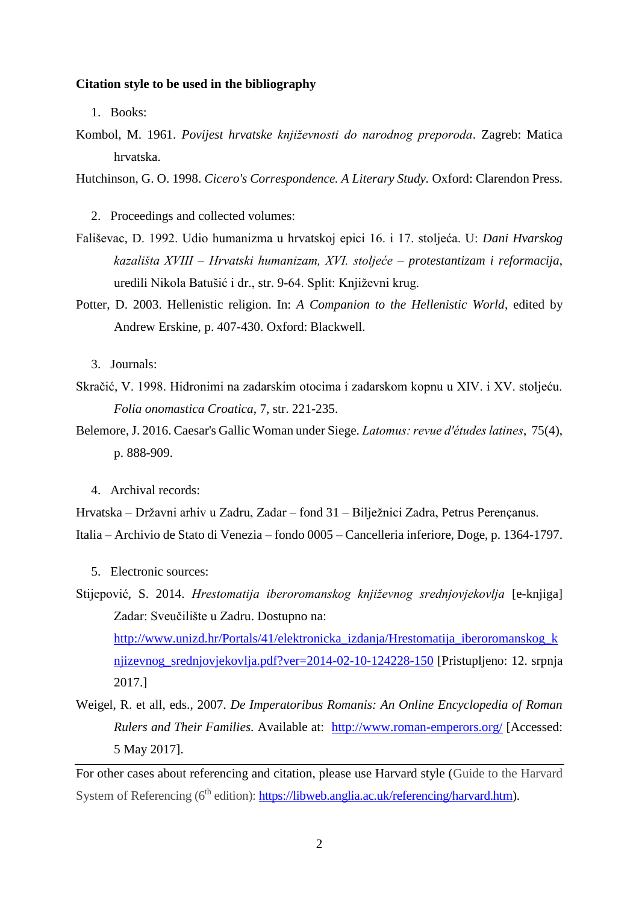**Citation style to be used in the bibliography**

1. Books:

Kombol, M. 1961. *Povijest hrvatske književnosti do narodnog preporoda*. Zagreb: Matica hrvatska.

Hutchinson, G. O. 1998. *Cicero's Correspondence. A Literary Study.* Oxford: Clarendon Press.

2. Proceedings and collected volumes:

Fališevac, D. 1992. Udio humanizma u hrvatskoj epici 16. i 17. stoljeća. U: *Dani Hvarskog kazališta XVIII – Hrvatski humanizam, XVI. stoljeće – protestantizam i reformacija*, uredili Nikola Batušić i dr., str. 9-64. Split: Književni krug.

Potter, D. 2003. Hellenistic religion. In: *A Companion to the Hellenistic World*, edited by Andrew Erskine, p. 407-430. Oxford: Blackwell.

3. Journals:

Skračić, V. 1998. Hidronimi na zadarskim otocima i zadarskom kopnu u XIV. i XV. stoljeću. *Folia onomastica Croatica*, 7, str. 221-235.

Belemore, J. 2016. Caesar's Gallic Woman under Siege. *Latomus: revue d'études latines*, 75(4), p. 888-909.

4. Archival records:

Hrvatska – Državni arhiv u Zadru, Zadar – fond 31 – Bilježnici Zadra, Petrus Perençanus.

Italia – Archivio de Stato di Venezia – fondo 0005 – Cancelleria inferiore, Doge, p. 1364-1797.

5. Electronic sources:

Stijepović, S. 2014. *Hrestomatija iberoromanskog književnog srednjovjekovlja* [e-knjiga] Zadar: Sveučilište u Zadru. Dostupno na: http://www.unizd.hr/Portals/41/elektronicka_izdanja/Hrestomatija_iberoromanskog_knjizevnog_srednjovjekovlja.pdf?ver=2014-02-10-124228-150 [Pristupljeno: 12. srpnja 2017.]

Weigel, R. et all, eds., 2007. *De Imperatoribus Romanis: An Online Encyclopedia of Roman Rulers and Their Families.* Available at: http://www.roman-emperors.org/ [Accessed: 5 May 2017].

---

For other cases about referencing and citation, please use Harvard style (Guide to the Harvard System of Referencing (6th edition): https://libweb.anglia.ac.uk/referencing/harvard.htm).